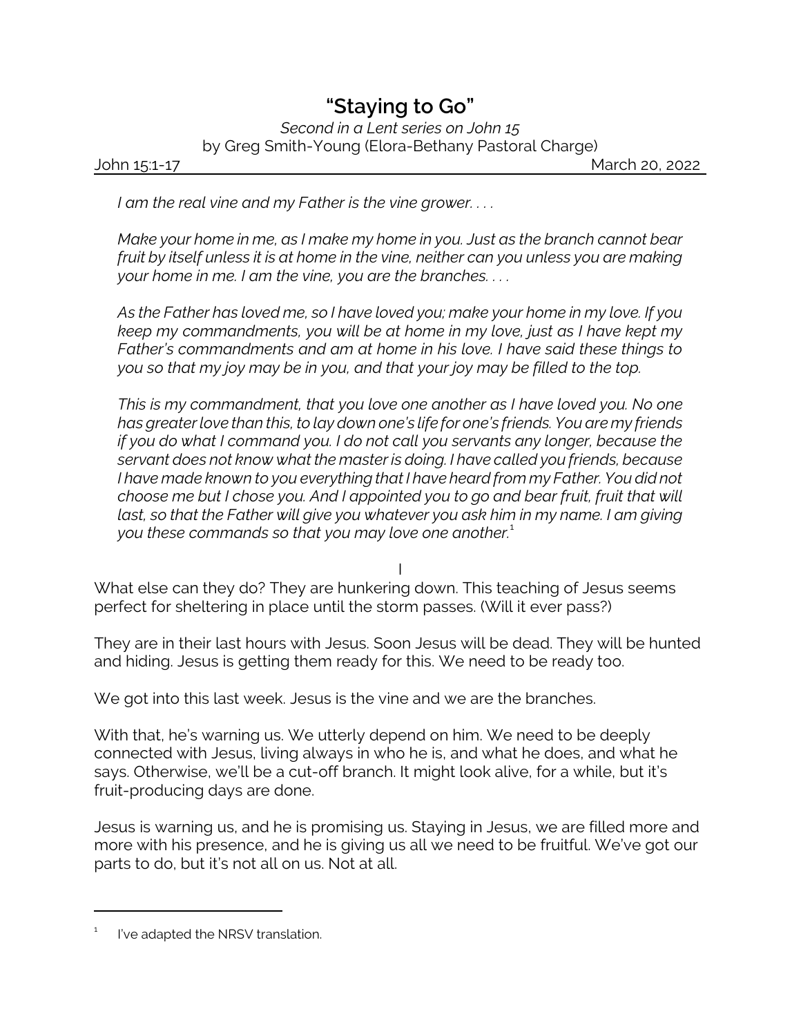# "Staying to Go"

*Second in a Lent series on John 15*

by Greg Smith-Young (Elora-Bethany Pastoral Charge)

John 15:1-17 — March 20, 2022

> *I am the real vine and my Father is the vine grower. . . .*
>
> *Make your home in me, as I make my home in you. Just as the branch cannot bear fruit by itself unless it is at home in the vine, neither can you unless you are making your home in me. I am the vine, you are the branches. . . .*
>
> *As the Father has loved me, so I have loved you; make your home in my love. If you keep my commandments, you will be at home in my love, just as I have kept my Father's commandments and am at home in his love. I have said these things to you so that my joy may be in you, and that your joy may be filled to the top.*
>
> *This is my commandment, that you love one another as I have loved you. No one has greater love than this, to lay down one's life for one's friends. You are my friends if you do what I command you. I do not call you servants any longer, because the servant does not know what the master is doing. I have called you friends, because I have made known to you everything that I have heard from my Father. You did not choose me but I chose you. And I appointed you to go and bear fruit, fruit that will last, so that the Father will give you whatever you ask him in my name. I am giving you these commands so that you may love one another.*[1]

## I

What else can they do? They are hunkering down. This teaching of Jesus seems perfect for sheltering in place until the storm passes. (Will it ever pass?)

They are in their last hours with Jesus. Soon Jesus will be dead. They will be hunted and hiding. Jesus is getting them ready for this. We need to be ready too.

We got into this last week. Jesus is the vine and we are the branches.

With that, he's warning us. We utterly depend on him. We need to be deeply connected with Jesus, living always in who he is, and what he does, and what he says. Otherwise, we'll be a cut-off branch. It might look alive, for a while, but it's fruit-producing days are done.

Jesus is warning us, and he is promising us. Staying in Jesus, we are filled more and more with his presence, and he is giving us all we need to be fruitful. We've got our parts to do, but it's not all on us. Not at all.

---

[1] I've adapted the NRSV translation.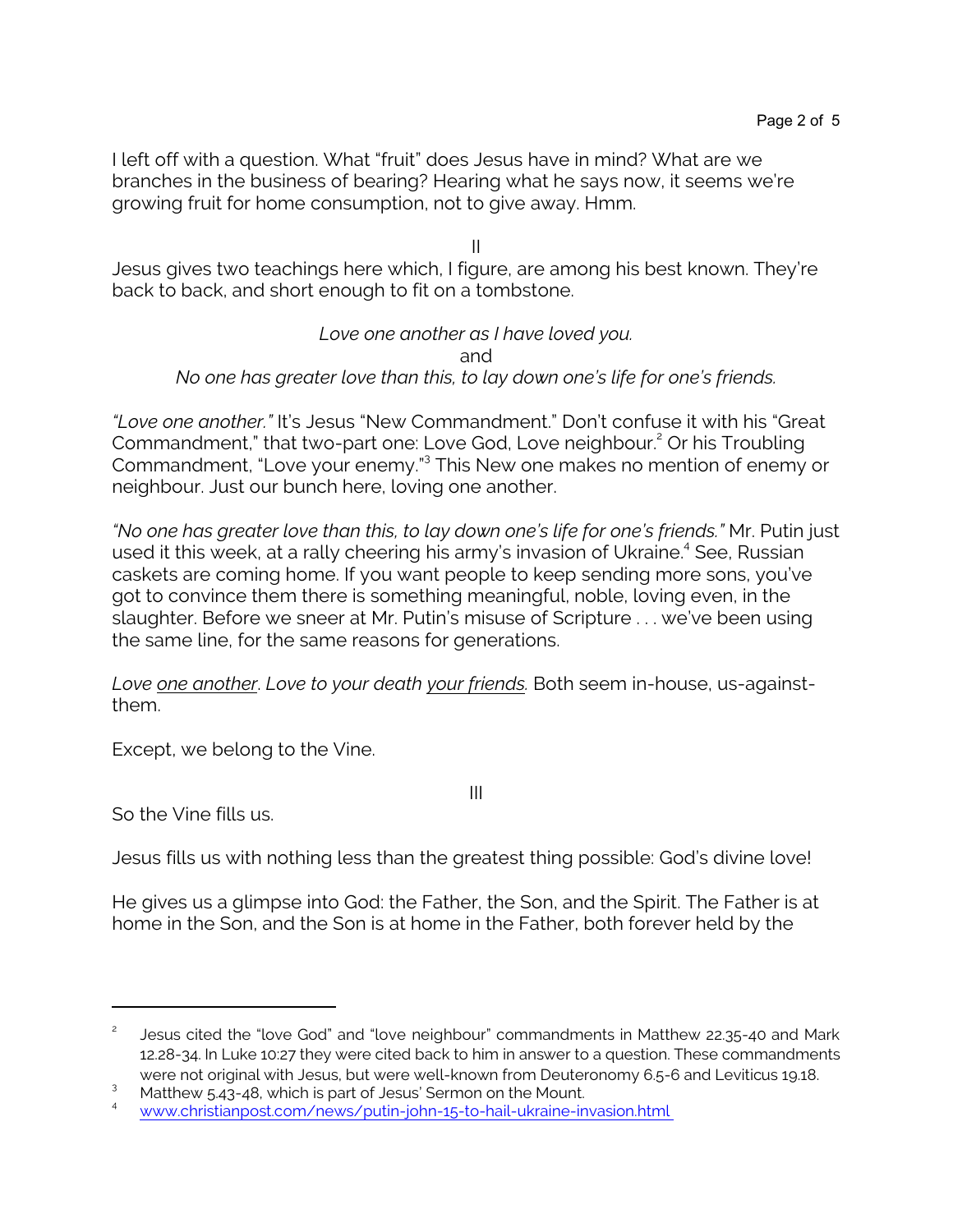I left off with a question. What "fruit" does Jesus have in mind? What are we branches in the business of bearing? Hearing what he says now, it seems we're growing fruit for home consumption, not to give away. Hmm.

II

Jesus gives two teachings here which, I figure, are among his best known. They're back to back, and short enough to fit on a tombstone.

*Love one another as I have loved you.*
and
*No one has greater love than this, to lay down one's life for one's friends.*

*"Love one another."* It's Jesus "New Commandment." Don't confuse it with his "Great Commandment," that two-part one: Love God, Love neighbour.[2] Or his Troubling Commandment, "Love your enemy."[3] This New one makes no mention of enemy or neighbour. Just our bunch here, loving one another.

*"No one has greater love than this, to lay down one's life for one's friends."* Mr. Putin just used it this week, at a rally cheering his army's invasion of Ukraine.[4] See, Russian caskets are coming home. If you want people to keep sending more sons, you've got to convince them there is something meaningful, noble, loving even, in the slaughter. Before we sneer at Mr. Putin's misuse of Scripture . . . we've been using the same line, for the same reasons for generations.

*Love one another. Love to your death your friends.* Both seem in-house, us-against-them.

Except, we belong to the Vine.

III

So the Vine fills us.

Jesus fills us with nothing less than the greatest thing possible: God's divine love!

He gives us a glimpse into God: the Father, the Son, and the Spirit. The Father is at home in the Son, and the Son is at home in the Father, both forever held by the

---

[2] Jesus cited the "love God" and "love neighbour" commandments in Matthew 22.35-40 and Mark 12.28-34. In Luke 10:27 they were cited back to him in answer to a question. These commandments were not original with Jesus, but were well-known from Deuteronomy 6.5-6 and Leviticus 19.18.

[3] Matthew 5.43-48, which is part of Jesus' Sermon on the Mount.

[4] www.christianpost.com/news/putin-john-15-to-hail-ukraine-invasion.html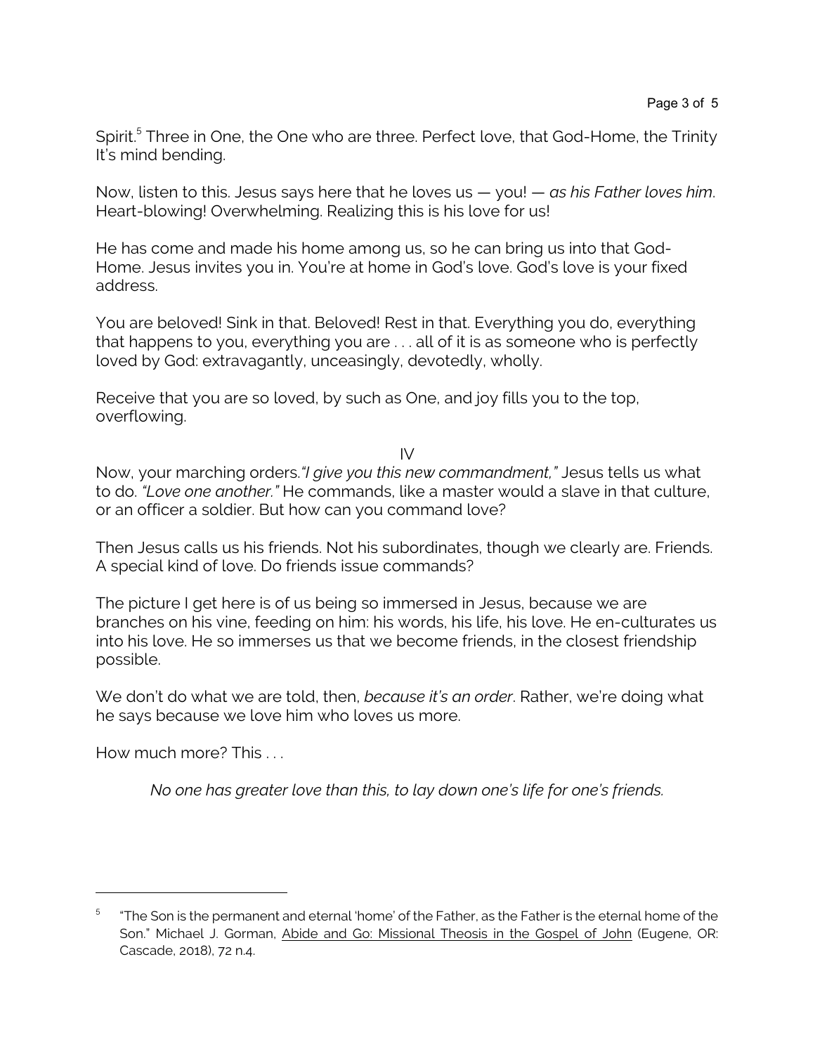Spirit.[5] Three in One, the One who are three. Perfect love, that God-Home, the Trinity It's mind bending.

Now, listen to this. Jesus says here that he loves us — you! — *as his Father loves him*. Heart-blowing! Overwhelming. Realizing this is his love for us!

He has come and made his home among us, so he can bring us into that God-Home. Jesus invites you in. You're at home in God's love. God's love is your fixed address.

You are beloved! Sink in that. Beloved! Rest in that. Everything you do, everything that happens to you, everything you are . . . all of it is as someone who is perfectly loved by God: extravagantly, unceasingly, devotedly, wholly.

Receive that you are so loved, by such as One, and joy fills you to the top, overflowing.

## IV

Now, your marching orders.*"I give you this new commandment,"* Jesus tells us what to do. *"Love one another."* He commands, like a master would a slave in that culture, or an officer a soldier. But how can you command love?

Then Jesus calls us his friends. Not his subordinates, though we clearly are. Friends. A special kind of love. Do friends issue commands?

The picture I get here is of us being so immersed in Jesus, because we are branches on his vine, feeding on him: his words, his life, his love. He en-culturates us into his love. He so immerses us that we become friends, in the closest friendship possible.

We don't do what we are told, then, *because it's an order*. Rather, we're doing what he says because we love him who loves us more.

How much more? This . . .

> *No one has greater love than this, to lay down one's life for one's friends.*

---

[5] "The Son is the permanent and eternal 'home' of the Father, as the Father is the eternal home of the Son." Michael J. Gorman, Abide and Go: Missional Theosis in the Gospel of John (Eugene, OR: Cascade, 2018), 72 n.4.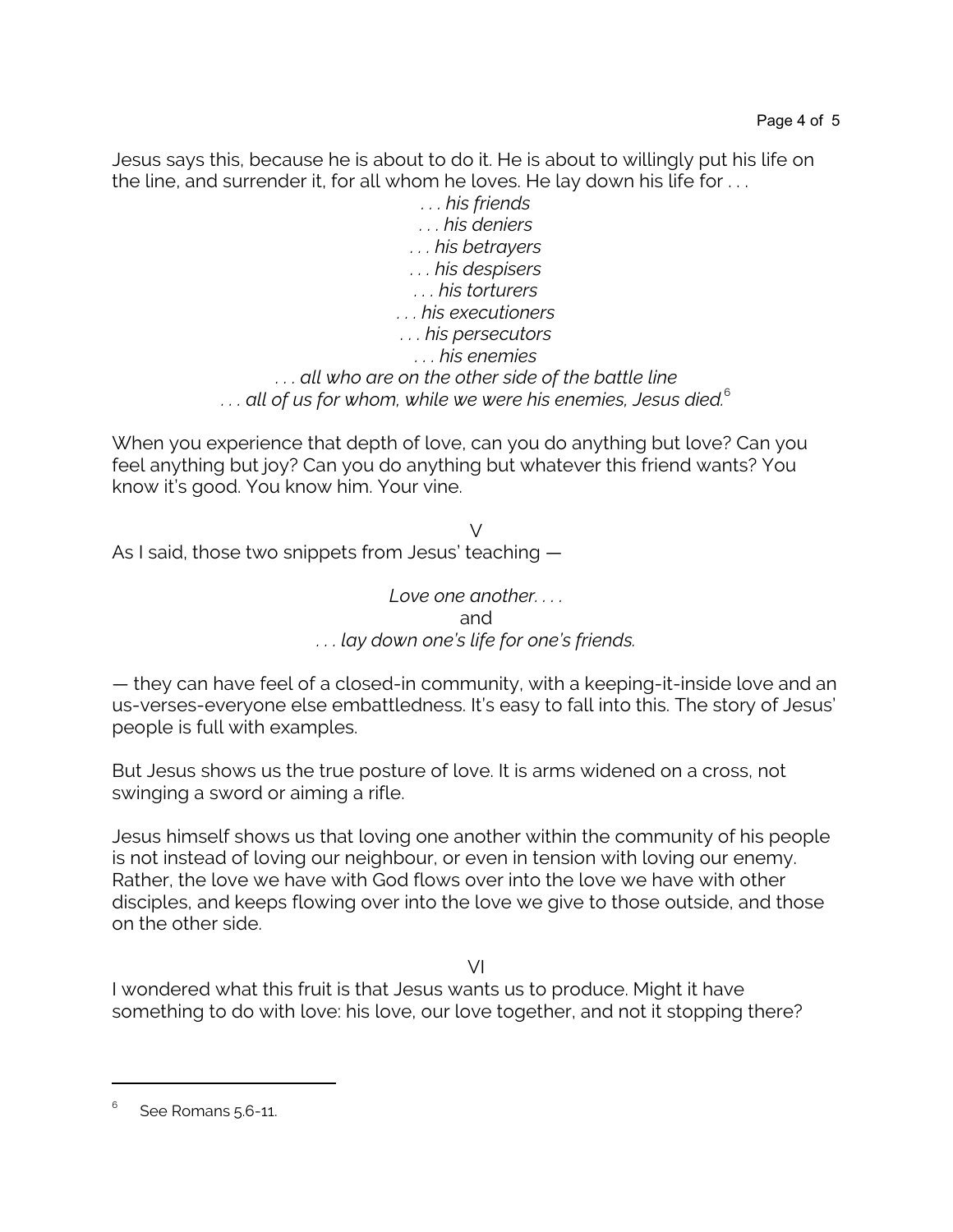Jesus says this, because he is about to do it. He is about to willingly put his life on the line, and surrender it, for all whom he loves. He lay down his life for . . .

*. . . his friends*
*. . . his deniers*
*. . . his betrayers*
*. . . his despisers*
*. . . his torturers*
*. . . his executioners*
*. . . his persecutors*
*. . . his enemies*
*. . . all who are on the other side of the battle line*
*. . . all of us for whom, while we were his enemies, Jesus died.*[6]

When you experience that depth of love, can you do anything but love? Can you feel anything but joy? Can you do anything but whatever this friend wants? You know it's good. You know him. Your vine.

V

As I said, those two snippets from Jesus' teaching —

*Love one another. . . .*
and
*. . . lay down one's life for one's friends.*

— they can have feel of a closed-in community, with a keeping-it-inside love and an us-verses-everyone else embattledness. It's easy to fall into this. The story of Jesus' people is full with examples.

But Jesus shows us the true posture of love. It is arms widened on a cross, not swinging a sword or aiming a rifle.

Jesus himself shows us that loving one another within the community of his people is not instead of loving our neighbour, or even in tension with loving our enemy. Rather, the love we have with God flows over into the love we have with other disciples, and keeps flowing over into the love we give to those outside, and those on the other side.

VI

I wondered what this fruit is that Jesus wants us to produce. Might it have something to do with love: his love, our love together, and not it stopping there?

---

[6] See Romans 5.6-11.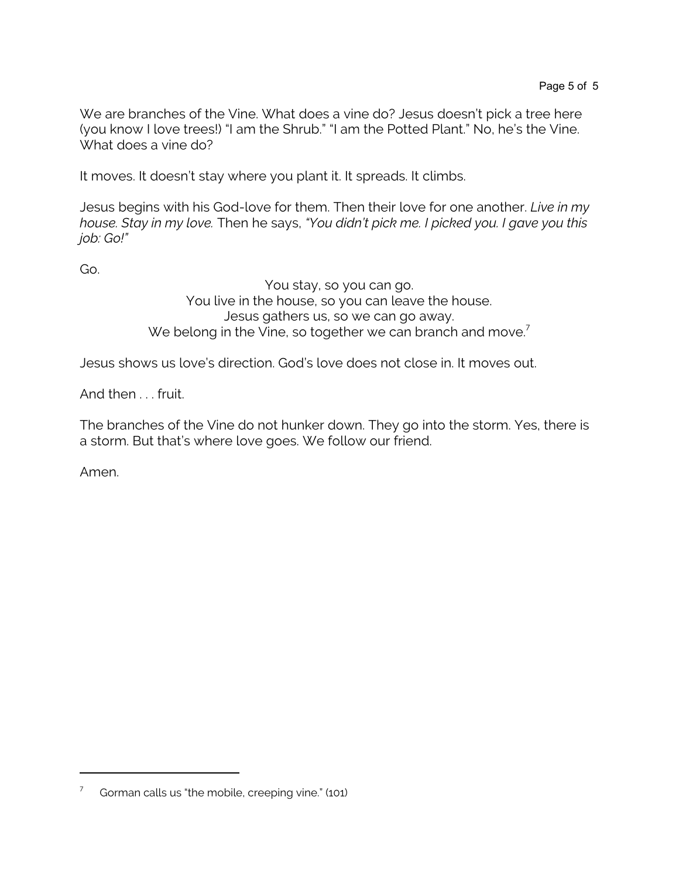We are branches of the Vine. What does a vine do? Jesus doesn't pick a tree here (you know I love trees!) "I am the Shrub." "I am the Potted Plant." No, he's the Vine. What does a vine do?

It moves. It doesn't stay where you plant it. It spreads. It climbs.

Jesus begins with his God-love for them. Then their love for one another. *Live in my house. Stay in my love.* Then he says, *"You didn't pick me. I picked you. I gave you this job: Go!"*

Go.

You stay, so you can go.
You live in the house, so you can leave the house.
Jesus gathers us, so we can go away.
We belong in the Vine, so together we can branch and move.[7]

Jesus shows us love's direction. God's love does not close in. It moves out.

And then . . . fruit.

The branches of the Vine do not hunker down. They go into the storm. Yes, there is a storm. But that's where love goes. We follow our friend.

Amen.

---

[7] Gorman calls us "the mobile, creeping vine." (101)